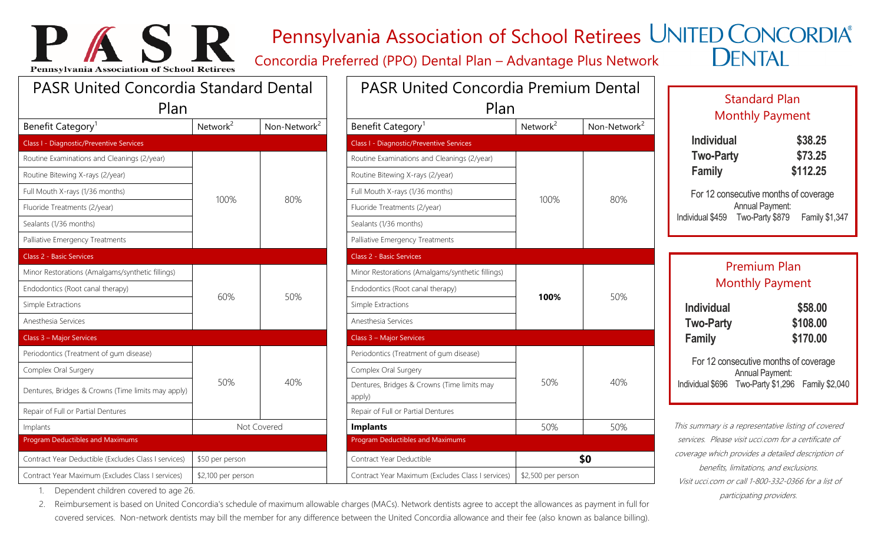# Pennsylvania Association of School Retirees

## Concordia Preferred (PPO) Dental Plan – Advantage Plus Network

PASR — Pennsylvania Association of School Retirees

UNITED CONCORDIA® DENTAL

### PASR United Concordia Standard Dental Plan

| Benefit Category[1] | Network[2] | Non-Network[2] |
|---|---|---|
| **Class I - Diagnostic/Preventive Services** | | |
| Routine Examinations and Cleanings (2/year) | 100% | 80% |
| Routine Bitewing X-rays (2/year) | | |
| Full Mouth X-rays (1/36 months) | | |
| Fluoride Treatments (2/year) | | |
| Sealants (1/36 months) | | |
| Palliative Emergency Treatments | | |
| **Class 2 - Basic Services** | | |
| Minor Restorations (Amalgams/synthetic fillings) | 60% | 50% |
| Endodontics (Root canal therapy) | | |
| Simple Extractions | | |
| Anesthesia Services | | |
| **Class 3 – Major Services** | | |
| Periodontics (Treatment of gum disease) | 50% | 40% |
| Complex Oral Surgery | | |
| Dentures, Bridges & Crowns (Time limits may apply) | | |
| Repair of Full or Partial Dentures | | |
| Implants | Not Covered | |
| **Program Deductibles and Maximums** | | |
| Contract Year Deductible (Excludes Class I services) | $50 per person | |
| Contract Year Maximum (Excludes Class I services) | $2,100 per person | |

### PASR United Concordia Premium Dental Plan

| Benefit Category[1] | Network[2] | Non-Network[2] |
|---|---|---|
| **Class I - Diagnostic/Preventive Services** | | |
| Routine Examinations and Cleanings (2/year) | 100% | 80% |
| Routine Bitewing X-rays (2/year) | | |
| Full Mouth X-rays (1/36 months) | | |
| Fluoride Treatments (2/year) | | |
| Sealants (1/36 months) | | |
| Palliative Emergency Treatments | | |
| **Class 2 - Basic Services** | | |
| Minor Restorations (Amalgams/synthetic fillings) | **100%** | 50% |
| Endodontics (Root canal therapy) | | |
| Simple Extractions | | |
| Anesthesia Services | | |
| **Class 3 – Major Services** | | |
| Periodontics (Treatment of gum disease) | 50% | 40% |
| Complex Oral Surgery | | |
| Dentures, Bridges & Crowns (Time limits may apply) | | |
| Repair of Full or Partial Dentures | | |
| **Implants** | 50% | 50% |
| **Program Deductibles and Maximums** | | |
| Contract Year Deductible | **$0** | |
| Contract Year Maximum (Excludes Class I services) | $2,500 per person | |

### Standard Plan Monthly Payment

| | |
|---|---|
| **Individual** | **$38.25** |
| **Two-Party** | **$73.25** |
| **Family** | **$112.25** |

For 12 consecutive months of coverage
Annual Payment:
Individual $459 Two-Party $879 Family $1,347

### Premium Plan Monthly Payment

| | |
|---|---|
| **Individual** | **$58.00** |
| **Two-Party** | **$108.00** |
| **Family** | **$170.00** |

For 12 consecutive months of coverage
Annual Payment:
Individual $696 Two-Party $1,296 Family $2,040

*This summary is a representative listing of covered services. Please visit ucci.com for a certificate of coverage which provides a detailed description of benefits, limitations, and exclusions. Visit ucci.com or call 1-800-332-0366 for a list of participating providers.*

1. Dependent children covered to age 26.
2. Reimbursement is based on United Concordia's schedule of maximum allowable charges (MACs). Network dentists agree to accept the allowances as payment in full for covered services. Non-network dentists may bill the member for any difference between the United Concordia allowance and their fee (also known as balance billing).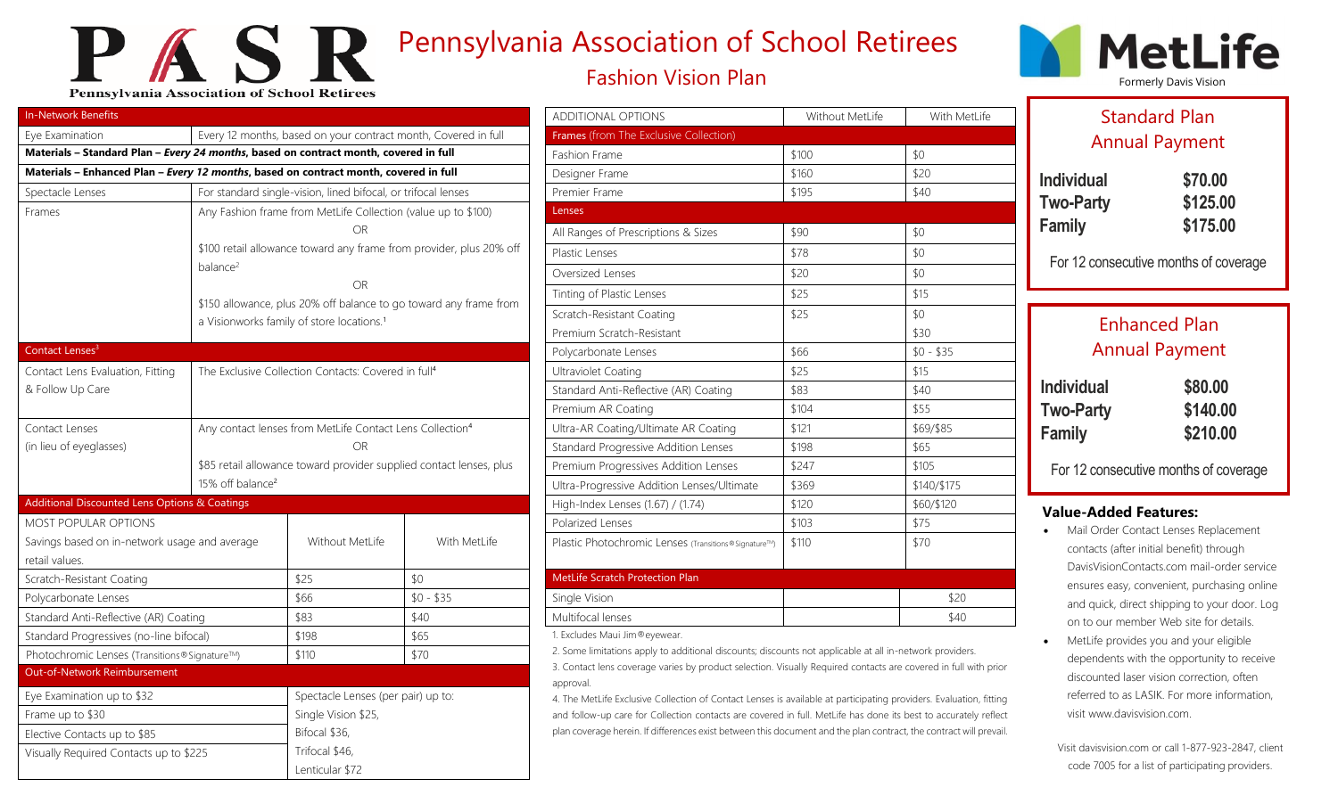# Pennsylvania Association of School Retirees

## Fashion Vision Plan

PASR — Pennsylvania Association of School Retirees

MetLife — Formerly Davis Vision

| In-Network Benefits | |
|---|---|
| Eye Examination | Every 12 months, based on your contract month, Covered in full |
| **Materials – Standard Plan – *Every 24 months*, based on contract month, covered in full** | |
| **Materials – Enhanced Plan – *Every 12 months*, based on contract month, covered in full** | |
| Spectacle Lenses | For standard single-vision, lined bifocal, or trifocal lenses |
| Frames | Any Fashion frame from MetLife Collection (value up to $100) OR $100 retail allowance toward any frame from provider, plus 20% off balance[2] OR $150 allowance, plus 20% off balance to go toward any frame from a Visionworks family of store locations.[1] |
| **Contact Lenses[3]** | |
| Contact Lens Evaluation, Fitting & Follow Up Care | The Exclusive Collection Contacts: Covered in full[4] |
| Contact Lenses (in lieu of eyeglasses) | Any contact lenses from MetLife Contact Lens Collection[4] OR $85 retail allowance toward provider supplied contact lenses, plus 15% off balance[2] |

| Additional Discounted Lens Options & Coatings | | |
|---|---|---|
| MOST POPULAR OPTIONS Savings based on in-network usage and average retail values. | Without MetLife | With MetLife |
| Scratch-Resistant Coating | $25 | $0 |
| Polycarbonate Lenses | $66 | $0 - $35 |
| Standard Anti-Reflective (AR) Coating | $83 | $40 |
| Standard Progressives (no-line bifocal) | $198 | $65 |
| Photochromic Lenses (Transitions® Signature™) | $110 | $70 |

| Out-of-Network Reimbursement | |
|---|---|
| Eye Examination up to $32 | Spectacle Lenses (per pair) up to: |
| Frame up to $30 | Single Vision $25, |
| Elective Contacts up to $85 | Bifocal $36, |
| Visually Required Contacts up to $225 | Trifocal $46, |
| | Lenticular $72 |

| ADDITIONAL OPTIONS | Without MetLife | With MetLife |
|---|---|---|
| **Frames (from The Exclusive Collection)** | | |
| Fashion Frame | $100 | $0 |
| Designer Frame | $160 | $20 |
| Premier Frame | $195 | $40 |
| **Lenses** | | |
| All Ranges of Prescriptions & Sizes | $90 | $0 |
| Plastic Lenses | $78 | $0 |
| Oversized Lenses | $20 | $0 |
| Tinting of Plastic Lenses | $25 | $15 |
| Scratch-Resistant Coating | $25 | $0 |
| Premium Scratch-Resistant | | $30 |
| Polycarbonate Lenses | $66 | $0 - $35 |
| Ultraviolet Coating | $25 | $15 |
| Standard Anti-Reflective (AR) Coating | $83 | $40 |
| Premium AR Coating | $104 | $55 |
| Ultra-AR Coating/Ultimate AR Coating | $121 | $69/$85 |
| Standard Progressive Addition Lenses | $198 | $65 |
| Premium Progressives Addition Lenses | $247 | $105 |
| Ultra-Progressive Addition Lenses/Ultimate | $369 | $140/$175 |
| High-Index Lenses (1.67) / (1.74) | $120 | $60/$120 |
| Polarized Lenses | $103 | $75 |
| Plastic Photochromic Lenses (Transitions® Signature™) | $110 | $70 |
| **MetLife Scratch Protection Plan** | | |
| Single Vision | | $20 |
| Multifocal lenses | | $40 |

1. Excludes Maui Jim® eyewear.

2. Some limitations apply to additional discounts; discounts not applicable at all in-network providers.

3. Contact lens coverage varies by product selection. Visually Required contacts are covered in full with prior approval.

4. The MetLife Exclusive Collection of Contact Lenses is available at participating providers. Evaluation, fitting and follow-up care for Collection contacts are covered in full. MetLife has done its best to accurately reflect plan coverage herein. If differences exist between this document and the plan contract, the contract will prevail.

## Standard Plan Annual Payment

| | |
|---|---|
| **Individual** | **$70.00** |
| **Two-Party** | **$125.00** |
| **Family** | **$175.00** |

For 12 consecutive months of coverage

## Enhanced Plan Annual Payment

| | |
|---|---|
| **Individual** | **$80.00** |
| **Two-Party** | **$140.00** |
| **Family** | **$210.00** |

For 12 consecutive months of coverage

### Value-Added Features:

- Mail Order Contact Lenses Replacement contacts (after initial benefit) through DavisVisionContacts.com mail-order service ensures easy, convenient, purchasing online and quick, direct shipping to your door. Log on to our member Web site for details.
- MetLife provides you and your eligible dependents with the opportunity to receive discounted laser vision correction, often referred to as LASIK. For more information, visit www.davisvision.com.

Visit davisvision.com or call 1-877-923-2847, client code 7005 for a list of participating providers.